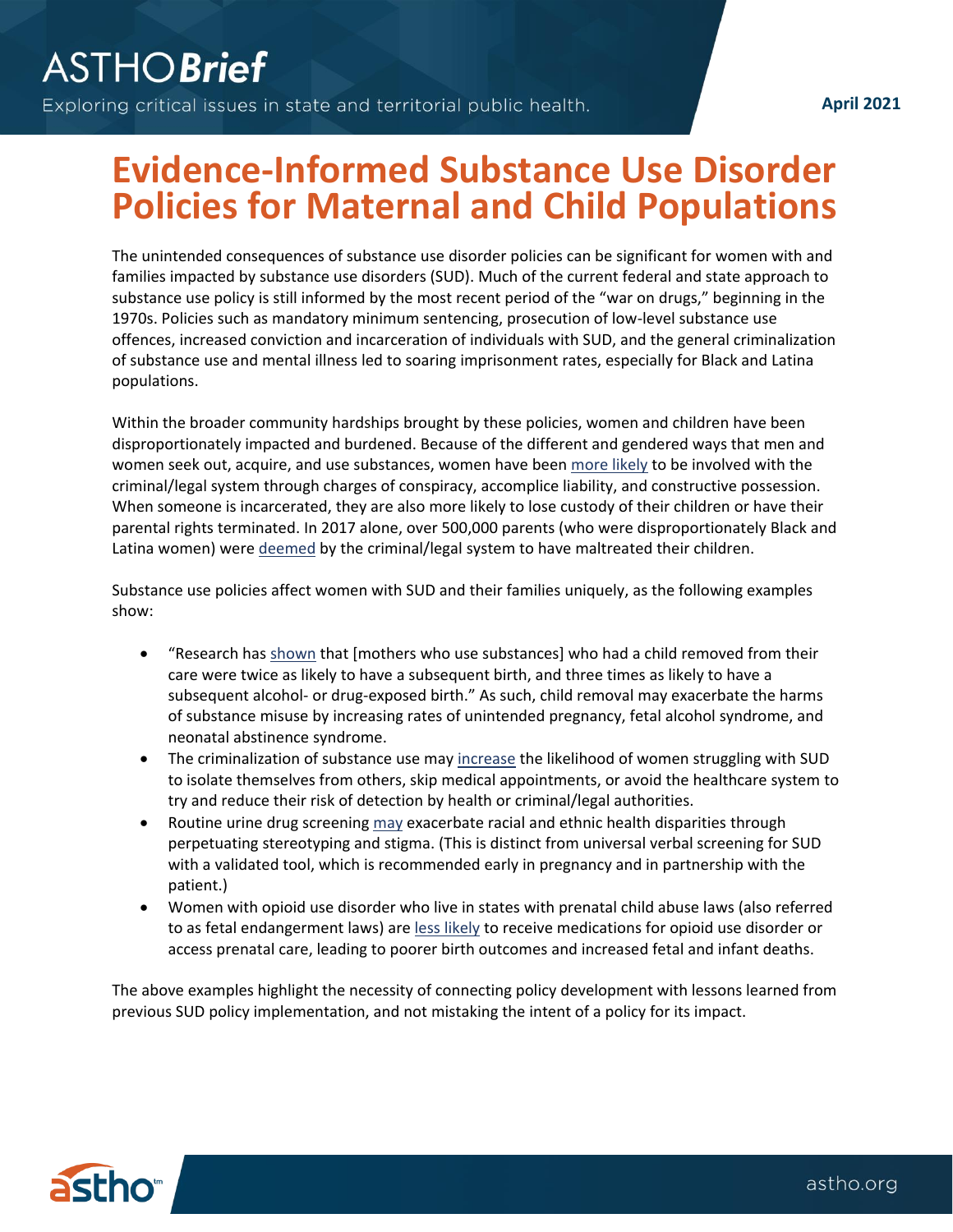ASTHO*Brief*

Exploring critical issues in state and territorial public health.

April 2021

# Evidence-Informed Substance Use Disorder Policies for Maternal and Child Populations

The unintended consequences of substance use disorder policies can be significant for women with and families impacted by substance use disorders (SUD). Much of the current federal and state approach to substance use policy is still informed by the most recent period of the "war on drugs," beginning in the 1970s. Policies such as mandatory minimum sentencing, prosecution of low-level substance use offences, increased conviction and incarceration of individuals with SUD, and the general criminalization of substance use and mental illness led to soaring imprisonment rates, especially for Black and Latina populations.

Within the broader community hardships brought by these policies, women and children have been disproportionately impacted and burdened. Because of the different and gendered ways that men and women seek out, acquire, and use substances, women have been more likely to be involved with the criminal/legal system through charges of conspiracy, accomplice liability, and constructive possession. When someone is incarcerated, they are also more likely to lose custody of their children or have their parental rights terminated. In 2017 alone, over 500,000 parents (who were disproportionately Black and Latina women) were deemed by the criminal/legal system to have maltreated their children.

Substance use policies affect women with SUD and their families uniquely, as the following examples show:

- "Research has shown that [mothers who use substances] who had a child removed from their care were twice as likely to have a subsequent birth, and three times as likely to have a subsequent alcohol- or drug-exposed birth." As such, child removal may exacerbate the harms of substance misuse by increasing rates of unintended pregnancy, fetal alcohol syndrome, and neonatal abstinence syndrome.
- The criminalization of substance use may increase the likelihood of women struggling with SUD to isolate themselves from others, skip medical appointments, or avoid the healthcare system to try and reduce their risk of detection by health or criminal/legal authorities.
- Routine urine drug screening may exacerbate racial and ethnic health disparities through perpetuating stereotyping and stigma. (This is distinct from universal verbal screening for SUD with a validated tool, which is recommended early in pregnancy and in partnership with the patient.)
- Women with opioid use disorder who live in states with prenatal child abuse laws (also referred to as fetal endangerment laws) are less likely to receive medications for opioid use disorder or access prenatal care, leading to poorer birth outcomes and increased fetal and infant deaths.

The above examples highlight the necessity of connecting policy development with lessons learned from previous SUD policy implementation, and not mistaking the intent of a policy for its impact.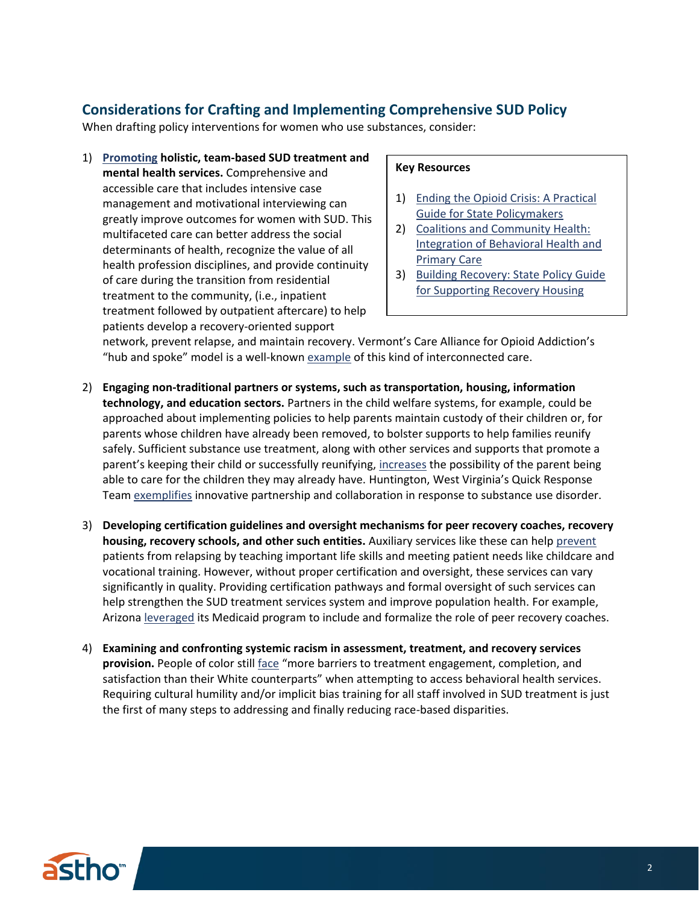## Considerations for Crafting and Implementing Comprehensive SUD Policy

When drafting policy interventions for women who use substances, consider:

1) **Promoting holistic, team-based SUD treatment and mental health services.** Comprehensive and accessible care that includes intensive case management and motivational interviewing can greatly improve outcomes for women with SUD. This multifaceted care can better address the social determinants of health, recognize the value of all health profession disciplines, and provide continuity of care during the transition from residential treatment to the community, (i.e., inpatient treatment followed by outpatient aftercare) to help patients develop a recovery-oriented support network, prevent relapse, and maintain recovery. Vermont's Care Alliance for Opioid Addiction's "hub and spoke" model is a well-known example of this kind of interconnected care.

> **Key Resources**
>
> 1) Ending the Opioid Crisis: A Practical Guide for State Policymakers
> 2) Coalitions and Community Health: Integration of Behavioral Health and Primary Care
> 3) Building Recovery: State Policy Guide for Supporting Recovery Housing

2) **Engaging non-traditional partners or systems, such as transportation, housing, information technology, and education sectors.** Partners in the child welfare systems, for example, could be approached about implementing policies to help parents maintain custody of their children or, for parents whose children have already been removed, to bolster supports to help families reunify safely. Sufficient substance use treatment, along with other services and supports that promote a parent's keeping their child or successfully reunifying, increases the possibility of the parent being able to care for the children they may already have. Huntington, West Virginia's Quick Response Team exemplifies innovative partnership and collaboration in response to substance use disorder.

3) **Developing certification guidelines and oversight mechanisms for peer recovery coaches, recovery housing, recovery schools, and other such entities.** Auxiliary services like these can help prevent patients from relapsing by teaching important life skills and meeting patient needs like childcare and vocational training. However, without proper certification and oversight, these services can vary significantly in quality. Providing certification pathways and formal oversight of such services can help strengthen the SUD treatment services system and improve population health. For example, Arizona leveraged its Medicaid program to include and formalize the role of peer recovery coaches.

4) **Examining and confronting systemic racism in assessment, treatment, and recovery services provision.** People of color still face "more barriers to treatment engagement, completion, and satisfaction than their White counterparts" when attempting to access behavioral health services. Requiring cultural humility and/or implicit bias training for all staff involved in SUD treatment is just the first of many steps to addressing and finally reducing race-based disparities.